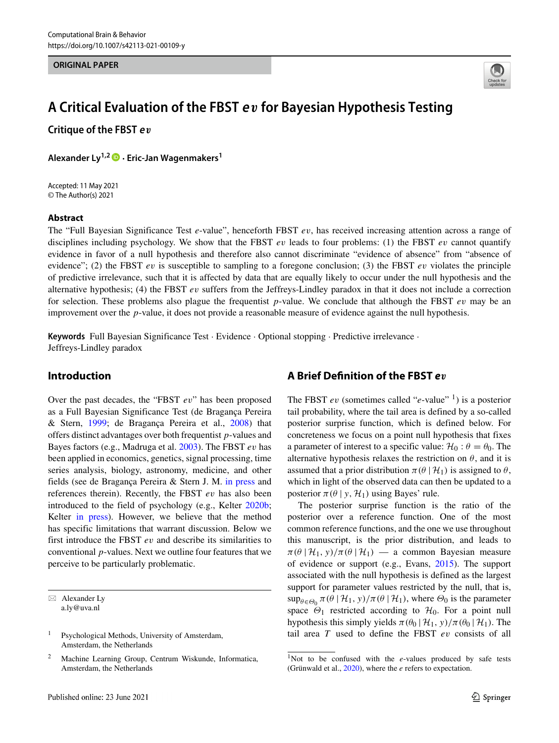ORIGINAL PAPER

# A Critical Evaluation of the FBST $ev$ for Bayesian Hypothesis Testing

## Critique of the FBST $ev$

**Alexander Ly[1,2] · Eric-Jan Wagenmakers[1]**

Accepted: 11 May 2021
© The Author(s) 2021

### Abstract

The "Full Bayesian Significance Test $e$-value", henceforth FBST $ev$, has received increasing attention across a range of disciplines including psychology. We show that the FBST $ev$ leads to four problems: (1) the FBST $ev$ cannot quantify evidence in favor of a null hypothesis and therefore also cannot discriminate "evidence of absence" from "absence of evidence"; (2) the FBST $ev$ is susceptible to sampling to a foregone conclusion; (3) the FBST $ev$ violates the principle of predictive irrelevance, such that it is affected by data that are equally likely to occur under the null hypothesis and the alternative hypothesis; (4) the FBST $ev$ suffers from the Jeffreys-Lindley paradox in that it does not include a correction for selection. These problems also plague the frequentist $p$-value. We conclude that although the FBST $ev$ may be an improvement over the $p$-value, it does not provide a reasonable measure of evidence against the null hypothesis.

**Keywords** Full Bayesian Significance Test · Evidence · Optional stopping · Predictive irrelevance · Jeffreys-Lindley paradox

## Introduction

Over the past decades, the "FBST $ev$" has been proposed as a Full Bayesian Significance Test (de Bragança Pereira & Stern, 1999; de Bragança Pereira et al., 2008) that offers distinct advantages over both frequentist $p$-values and Bayes factors (e.g., Madruga et al. 2003). The FBST $ev$ has been applied in economics, genetics, signal processing, time series analysis, biology, astronomy, medicine, and other fields (see de Bragança Pereira & Stern J. M. in press and references therein). Recently, the FBST $ev$ has also been introduced to the field of psychology (e.g., Kelter 2020b; Kelter in press). However, we believe that the method has specific limitations that warrant discussion. Below we first introduce the FBST $ev$ and describe its similarities to conventional $p$-values. Next we outline four features that we perceive to be particularly problematic.

✉ Alexander Ly
a.ly@uva.nl

[1] Psychological Methods, University of Amsterdam, Amsterdam, the Netherlands

[2] Machine Learning Group, Centrum Wiskunde, Informatica, Amsterdam, the Netherlands

## A Brief Definition of the FBST $ev$

The FBST $ev$ (sometimes called "$e$-value" [1]) is a posterior tail probability, where the tail area is defined by a so-called posterior surprise function, which is defined below. For concreteness we focus on a point null hypothesis that fixes a parameter of interest to a specific value: $\mathcal{H}_0 : \theta = \theta_0$. The alternative hypothesis relaxes the restriction on $\theta$, and it is assumed that a prior distribution $\pi(\theta \mid \mathcal{H}_1)$ is assigned to $\theta$, which in light of the observed data can then be updated to a posterior $\pi(\theta \mid y, \mathcal{H}_1)$ using Bayes' rule.

The posterior surprise function is the ratio of the posterior over a reference function. One of the most common reference functions, and the one we use throughout this manuscript, is the prior distribution, and leads to $\pi(\theta \mid \mathcal{H}_1, y)/\pi(\theta \mid \mathcal{H}_1)$ — a common Bayesian measure of evidence or support (e.g., Evans, 2015). The support associated with the null hypothesis is defined as the largest support for parameter values restricted by the null, that is, $\sup_{\theta \in \Theta_0} \pi(\theta \mid \mathcal{H}_1, y)/\pi(\theta \mid \mathcal{H}_1)$, where $\Theta_0$ is the parameter space $\Theta_1$ restricted according to $\mathcal{H}_0$. For a point null hypothesis this simply yields $\pi(\theta_0 \mid \mathcal{H}_1, y)/\pi(\theta_0 \mid \mathcal{H}_1)$. The tail area $T$ used to define the FBST $ev$ consists of all

[1] Not to be confused with the $e$-values produced by safe tests (Grünwald et al., 2020), where the $e$ refers to expectation.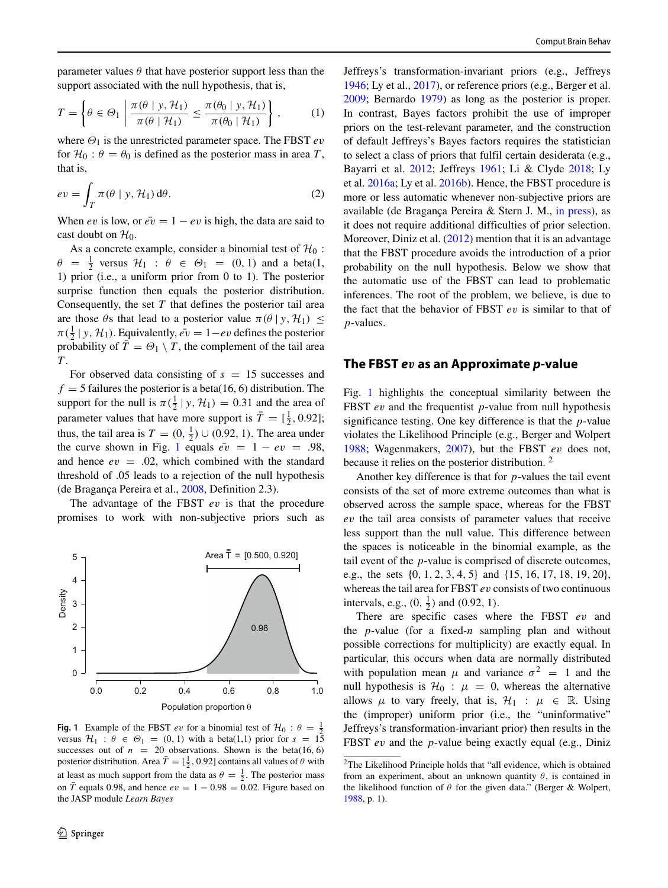parameter values $\theta$ that have posterior support less than the support associated with the null hypothesis, that is,

$$T = \left\{ \theta \in \Theta_1 \;\middle|\; \frac{\pi(\theta \mid y, \mathcal{H}_1)}{\pi(\theta \mid \mathcal{H}_1)} \leq \frac{\pi(\theta_0 \mid y, \mathcal{H}_1)}{\pi(\theta_0 \mid \mathcal{H}_1)} \right\}, \tag{1}$$

where $\Theta_1$ is the unrestricted parameter space. The FBST $ev$ for $\mathcal{H}_0 : \theta = \theta_0$ is defined as the posterior mass in area $T$, that is,

$$ev = \int_T \pi(\theta \mid y, \mathcal{H}_1)\, \mathrm{d}\theta. \tag{2}$$

When $ev$ is low, or $\bar{ev} = 1 - ev$ is high, the data are said to cast doubt on $\mathcal{H}_0$.

As a concrete example, consider a binomial test of $\mathcal{H}_0 : \theta = \frac{1}{2}$ versus $\mathcal{H}_1 : \theta \in \Theta_1 = (0, 1)$ and a beta(1, 1) prior (i.e., a uniform prior from 0 to 1). The posterior surprise function then equals the posterior distribution. Consequently, the set $T$ that defines the posterior tail area are those $\theta$s that lead to a posterior value $\pi(\theta \mid y, \mathcal{H}_1) \leq \pi(\frac{1}{2} \mid y, \mathcal{H}_1)$. Equivalently, $\bar{ev} = 1 - ev$ defines the posterior probability of $\bar{T} = \Theta_1 \setminus T$, the complement of the tail area $T$.

For observed data consisting of $s = 15$ successes and $f = 5$ failures the posterior is a beta(16, 6) distribution. The support for the null is $\pi(\frac{1}{2} \mid y, \mathcal{H}_1) = 0.31$ and the area of parameter values that have more support is $\bar{T} = [\frac{1}{2}, 0.92]$; thus, the tail area is $T = (0, \frac{1}{2}) \cup (0.92, 1)$. The area under the curve shown in Fig. 1 equals $\bar{ev} = 1 - ev = .98$, and hence $ev = .02$, which combined with the standard threshold of .05 leads to a rejection of the null hypothesis (de Bragança Pereira et al., 2008, Definition 2.3).

The advantage of the FBST $ev$ is that the procedure promises to work with non-subjective priors such as Jeffreys's transformation-invariant priors (e.g., Jeffreys 1946; Ly et al., 2017), or reference priors (e.g., Berger et al. 2009; Bernardo 1979) as long as the posterior is proper. In contrast, Bayes factors prohibit the use of improper priors on the test-relevant parameter, and the construction of default Jeffreys's Bayes factors requires the statistician to select a class of priors that fulfil certain desiderata (e.g., Bayarri et al. 2012; Jeffreys 1961; Li & Clyde 2018; Ly et al. 2016a; Ly et al. 2016b). Hence, the FBST procedure is more or less automatic whenever non-subjective priors are available (de Bragança Pereira & Stern J. M., in press), as it does not require additional difficulties of prior selection. Moreover, Diniz et al. (2012) mention that it is an advantage that the FBST procedure avoids the introduction of a prior probability on the null hypothesis. Below we show that the automatic use of the FBST can lead to problematic inferences. The root of the problem, we believe, is due to the fact that the behavior of FBST $ev$ is similar to that of $p$-values.

Fig. 1 Example of the FBST $ev$ for a binomial test of $\mathcal{H}_0 : \theta = \frac{1}{2}$ versus $\mathcal{H}_1 : \theta \in \Theta_1 = (0, 1)$ with a beta(1,1) prior for $s = 15$ successes out of $n = 20$ observations. Shown is the beta(16, 6) posterior distribution. Area $\bar{T} = [\frac{1}{2}, 0.92]$ contains all values of $\theta$ with at least as much support from the data as $\theta = \frac{1}{2}$. The posterior mass on $\bar{T}$ equals 0.98, and hence $ev = 1 - 0.98 = 0.02$. Figure based on the JASP module *Learn Bayes*

## The FBST $ev$ as an Approximate $p$-value

Fig. 1 highlights the conceptual similarity between the FBST $ev$ and the frequentist $p$-value from null hypothesis significance testing. One key difference is that the $p$-value violates the Likelihood Principle (e.g., Berger and Wolpert 1988; Wagenmakers, 2007), but the FBST $ev$ does not, because it relies on the posterior distribution. [2]

Another key difference is that for $p$-values the tail event consists of the set of more extreme outcomes than what is observed across the sample space, whereas for the FBST $ev$ the tail area consists of parameter values that receive less support than the null value. This difference between the spaces is noticeable in the binomial example, as the tail event of the $p$-value is comprised of discrete outcomes, e.g., the sets $\{0, 1, 2, 3, 4, 5\}$ and $\{15, 16, 17, 18, 19, 20\}$, whereas the tail area for FBST $ev$ consists of two continuous intervals, e.g., $(0, \frac{1}{2})$ and $(0.92, 1)$.

There are specific cases where the FBST $ev$ and the $p$-value (for a fixed-$n$ sampling plan and without possible corrections for multiplicity) are exactly equal. In particular, this occurs when data are normally distributed with population mean $\mu$ and variance $\sigma^2 = 1$ and the null hypothesis is $\mathcal{H}_0 : \mu = 0$, whereas the alternative allows $\mu$ to vary freely, that is, $\mathcal{H}_1 : \mu \in \mathbb{R}$. Using the (improper) uniform prior (i.e., the "uninformative" Jeffreys's transformation-invariant prior) then results in the FBST $ev$ and the $p$-value being exactly equal (e.g., Diniz

[2] The Likelihood Principle holds that "all evidence, which is obtained from an experiment, about an unknown quantity $\theta$, is contained in the likelihood function of $\theta$ for the given data." (Berger & Wolpert, 1988, p. 1).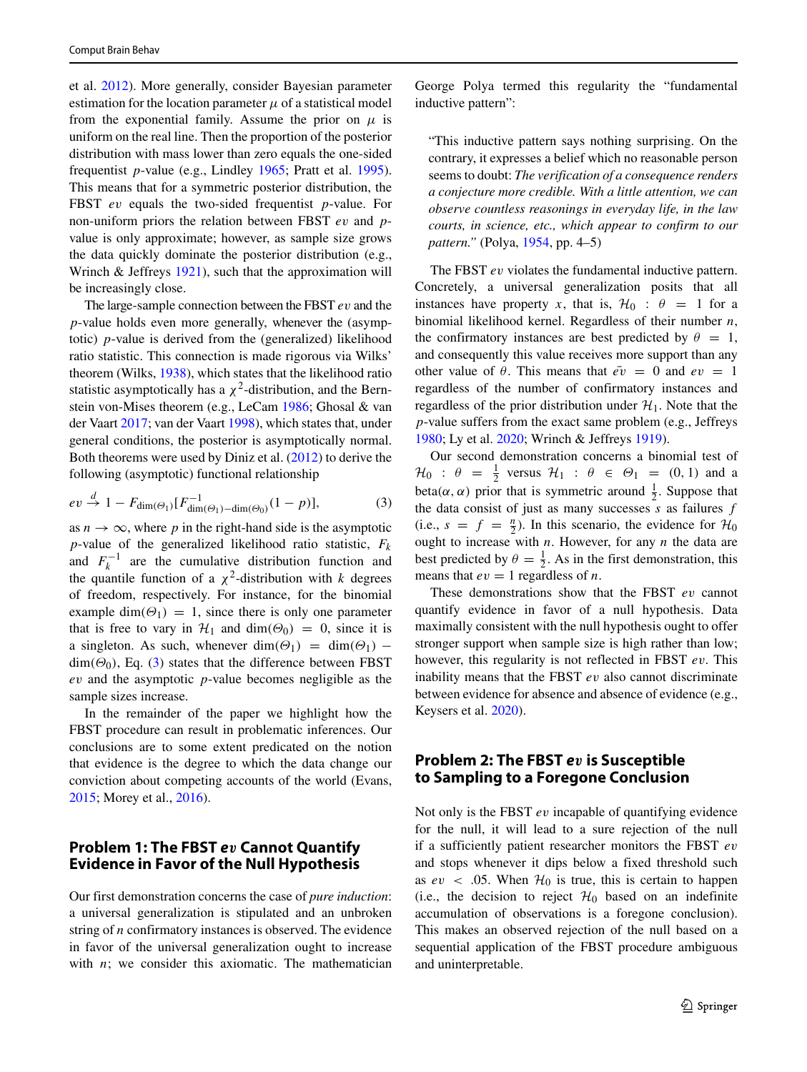et al. 2012). More generally, consider Bayesian parameter estimation for the location parameter $\mu$ of a statistical model from the exponential family. Assume the prior on $\mu$ is uniform on the real line. Then the proportion of the posterior distribution with mass lower than zero equals the one-sided frequentist $p$-value (e.g., Lindley 1965; Pratt et al. 1995). This means that for a symmetric posterior distribution, the FBST $ev$ equals the two-sided frequentist $p$-value. For non-uniform priors the relation between FBST $ev$ and $p$-value is only approximate; however, as sample size grows the data quickly dominate the posterior distribution (e.g., Wrinch & Jeffreys 1921), such that the approximation will be increasingly close.

The large-sample connection between the FBST $ev$ and the $p$-value holds even more generally, whenever the (asymptotic) $p$-value is derived from the (generalized) likelihood ratio statistic. This connection is made rigorous via Wilks' theorem (Wilks, 1938), which states that the likelihood ratio statistic asymptotically has a $\chi^2$-distribution, and the Bernstein von-Mises theorem (e.g., LeCam 1986; Ghosal & van der Vaart 2017; van der Vaart 1998), which states that, under general conditions, the posterior is asymptotically normal. Both theorems were used by Diniz et al. (2012) to derive the following (asymptotic) functional relationship

$$ev \xrightarrow{d} 1 - F_{\dim(\Theta_1)}[F^{-1}_{\dim(\Theta_1)-\dim(\Theta_0)}(1-p)], \tag{3}$$

as $n \to \infty$, where $p$ in the right-hand side is the asymptotic $p$-value of the generalized likelihood ratio statistic, $F_k$ and $F_k^{-1}$ are the cumulative distribution function and the quantile function of a $\chi^2$-distribution with $k$ degrees of freedom, respectively. For instance, for the binomial example $\dim(\Theta_1) = 1$, since there is only one parameter that is free to vary in $\mathcal{H}_1$ and $\dim(\Theta_0) = 0$, since it is a singleton. As such, whenever $\dim(\Theta_1) = \dim(\Theta_1) - \dim(\Theta_0)$, Eq. (3) states that the difference between FBST $ev$ and the asymptotic $p$-value becomes negligible as the sample sizes increase.

In the remainder of the paper we highlight how the FBST procedure can result in problematic inferences. Our conclusions are to some extent predicated on the notion that evidence is the degree to which the data change our conviction about competing accounts of the world (Evans, 2015; Morey et al., 2016).

## Problem 1: The FBST *ev* Cannot Quantify Evidence in Favor of the Null Hypothesis

Our first demonstration concerns the case of *pure induction*: a universal generalization is stipulated and an unbroken string of $n$ confirmatory instances is observed. The evidence in favor of the universal generalization ought to increase with $n$; we consider this axiomatic. The mathematician George Polya termed this regularity the "fundamental inductive pattern":

> "This inductive pattern says nothing surprising. On the contrary, it expresses a belief which no reasonable person seems to doubt: *The verification of a consequence renders a conjecture more credible. With a little attention, we can observe countless reasonings in everyday life, in the law courts, in science, etc., which appear to confirm to our pattern.*" (Polya, 1954, pp. 4–5)

The FBST $ev$ violates the fundamental inductive pattern. Concretely, a universal generalization posits that all instances have property $x$, that is, $\mathcal{H}_0 : \theta = 1$ for a binomial likelihood kernel. Regardless of their number $n$, the confirmatory instances are best predicted by $\theta = 1$, and consequently this value receives more support than any other value of $\theta$. This means that $\bar{ev} = 0$ and $ev = 1$ regardless of the number of confirmatory instances and regardless of the prior distribution under $\mathcal{H}_1$. Note that the $p$-value suffers from the exact same problem (e.g., Jeffreys 1980; Ly et al. 2020; Wrinch & Jeffreys 1919).

Our second demonstration concerns a binomial test of $\mathcal{H}_0 : \theta = \frac{1}{2}$ versus $\mathcal{H}_1 : \theta \in \Theta_1 = (0, 1)$ and a beta$(\alpha, \alpha)$ prior that is symmetric around $\frac{1}{2}$. Suppose that the data consist of just as many successes $s$ as failures $f$ (i.e., $s = f = \frac{n}{2}$). In this scenario, the evidence for $\mathcal{H}_0$ ought to increase with $n$. However, for any $n$ the data are best predicted by $\theta = \frac{1}{2}$. As in the first demonstration, this means that $ev = 1$ regardless of $n$.

These demonstrations show that the FBST $ev$ cannot quantify evidence in favor of a null hypothesis. Data maximally consistent with the null hypothesis ought to offer stronger support when sample size is high rather than low; however, this regularity is not reflected in FBST $ev$. This inability means that the FBST $ev$ also cannot discriminate between evidence for absence and absence of evidence (e.g., Keysers et al. 2020).

## Problem 2: The FBST *ev* is Susceptible to Sampling to a Foregone Conclusion

Not only is the FBST $ev$ incapable of quantifying evidence for the null, it will lead to a sure rejection of the null if a sufficiently patient researcher monitors the FBST $ev$ and stops whenever it dips below a fixed threshold such as $ev < .05$. When $\mathcal{H}_0$ is true, this is certain to happen (i.e., the decision to reject $\mathcal{H}_0$ based on an indefinite accumulation of observations is a foregone conclusion). This makes an observed rejection of the null based on a sequential application of the FBST procedure ambiguous and uninterpretable.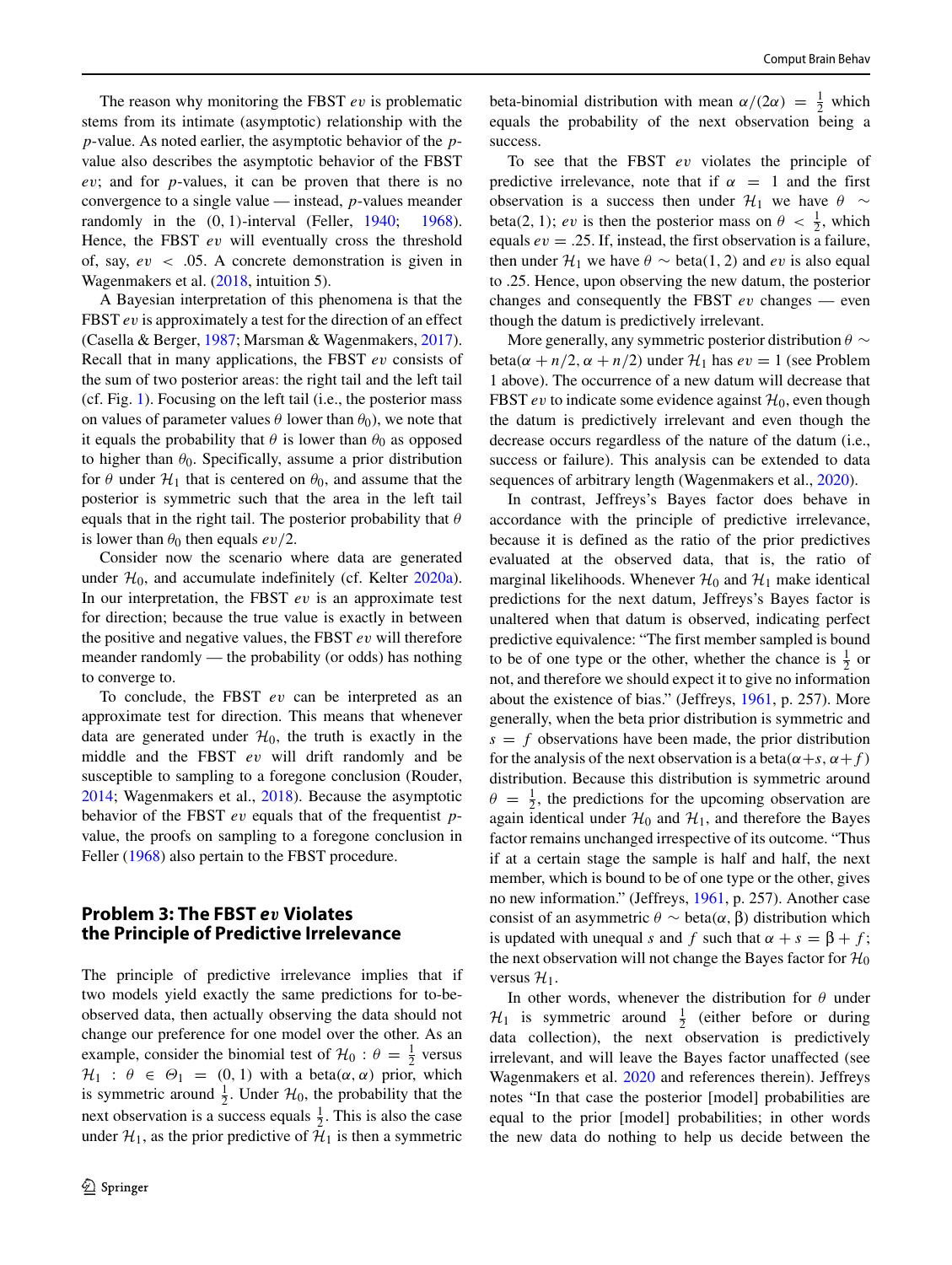The reason why monitoring the FBST $ev$ is problematic stems from its intimate (asymptotic) relationship with the $p$-value. As noted earlier, the asymptotic behavior of the $p$-value also describes the asymptotic behavior of the FBST $ev$; and for $p$-values, it can be proven that there is no convergence to a single value — instead, $p$-values meander randomly in the $(0, 1)$-interval (Feller, 1940; 1968). Hence, the FBST $ev$ will eventually cross the threshold of, say, $ev < .05$. A concrete demonstration is given in Wagenmakers et al. (2018, intuition 5).

A Bayesian interpretation of this phenomena is that the FBST $ev$ is approximately a test for the direction of an effect (Casella & Berger, 1987; Marsman & Wagenmakers, 2017). Recall that in many applications, the FBST $ev$ consists of the sum of two posterior areas: the right tail and the left tail (cf. Fig. 1). Focusing on the left tail (i.e., the posterior mass on values of parameter values $\theta$ lower than $\theta_0$), we note that it equals the probability that $\theta$ is lower than $\theta_0$ as opposed to higher than $\theta_0$. Specifically, assume a prior distribution for $\theta$ under $\mathcal{H}_1$ that is centered on $\theta_0$, and assume that the posterior is symmetric such that the area in the left tail equals that in the right tail. The posterior probability that $\theta$ is lower than $\theta_0$ then equals $ev/2$.

Consider now the scenario where data are generated under $\mathcal{H}_0$, and accumulate indefinitely (cf. Kelter 2020a). In our interpretation, the FBST $ev$ is an approximate test for direction; because the true value is exactly in between the positive and negative values, the FBST $ev$ will therefore meander randomly — the probability (or odds) has nothing to converge to.

To conclude, the FBST $ev$ can be interpreted as an approximate test for direction. This means that whenever data are generated under $\mathcal{H}_0$, the truth is exactly in the middle and the FBST $ev$ will drift randomly and be susceptible to sampling to a foregone conclusion (Rouder, 2014; Wagenmakers et al., 2018). Because the asymptotic behavior of the FBST $ev$ equals that of the frequentist $p$-value, the proofs on sampling to a foregone conclusion in Feller (1968) also pertain to the FBST procedure.

## Problem 3: The FBST *ev* Violates the Principle of Predictive Irrelevance

The principle of predictive irrelevance implies that if two models yield exactly the same predictions for to-be-observed data, then actually observing the data should not change our preference for one model over the other. As an example, consider the binomial test of $\mathcal{H}_0 : \theta = \frac{1}{2}$ versus $\mathcal{H}_1 : \theta \in \Theta_1 = (0, 1)$ with a beta$(\alpha, \alpha)$ prior, which is symmetric around $\frac{1}{2}$. Under $\mathcal{H}_0$, the probability that the next observation is a success equals $\frac{1}{2}$. This is also the case under $\mathcal{H}_1$, as the prior predictive of $\mathcal{H}_1$ is then a symmetric beta-binomial distribution with mean $\alpha/(2\alpha) = \frac{1}{2}$ which equals the probability of the next observation being a success.

To see that the FBST $ev$ violates the principle of predictive irrelevance, note that if $\alpha = 1$ and the first observation is a success then under $\mathcal{H}_1$ we have $\theta \sim$ beta$(2, 1)$; $ev$ is then the posterior mass on $\theta < \frac{1}{2}$, which equals $ev = .25$. If, instead, the first observation is a failure, then under $\mathcal{H}_1$ we have $\theta \sim$ beta$(1, 2)$ and $ev$ is also equal to .25. Hence, upon observing the new datum, the posterior changes and consequently the FBST $ev$ changes — even though the datum is predictively irrelevant.

More generally, any symmetric posterior distribution $\theta \sim$ beta$(\alpha + n/2, \alpha + n/2)$ under $\mathcal{H}_1$ has $ev = 1$ (see Problem 1 above). The occurrence of a new datum will decrease that FBST $ev$ to indicate some evidence against $\mathcal{H}_0$, even though the datum is predictively irrelevant and even though the decrease occurs regardless of the nature of the datum (i.e., success or failure). This analysis can be extended to data sequences of arbitrary length (Wagenmakers et al., 2020).

In contrast, Jeffreys's Bayes factor does behave in accordance with the principle of predictive irrelevance, because it is defined as the ratio of the prior predictives evaluated at the observed data, that is, the ratio of marginal likelihoods. Whenever $\mathcal{H}_0$ and $\mathcal{H}_1$ make identical predictions for the next datum, Jeffreys's Bayes factor is unaltered when that datum is observed, indicating perfect predictive equivalence: "The first member sampled is bound to be of one type or the other, whether the chance is $\frac{1}{2}$ or not, and therefore we should expect it to give no information about the existence of bias." (Jeffreys, 1961, p. 257). More generally, when the beta prior distribution is symmetric and $s = f$ observations have been made, the prior distribution for the analysis of the next observation is a beta$(\alpha+s, \alpha+f)$ distribution. Because this distribution is symmetric around $\theta = \frac{1}{2}$, the predictions for the upcoming observation are again identical under $\mathcal{H}_0$ and $\mathcal{H}_1$, and therefore the Bayes factor remains unchanged irrespective of its outcome. "Thus if at a certain stage the sample is half and half, the next member, which is bound to be of one type or the other, gives no new information." (Jeffreys, 1961, p. 257). Another case consist of an asymmetric $\theta \sim$ beta$(\alpha, \beta)$ distribution which is updated with unequal $s$ and $f$ such that $\alpha + s = \beta + f$; the next observation will not change the Bayes factor for $\mathcal{H}_0$ versus $\mathcal{H}_1$.

In other words, whenever the distribution for $\theta$ under $\mathcal{H}_1$ is symmetric around $\frac{1}{2}$ (either before or during data collection), the next observation is predictively irrelevant, and will leave the Bayes factor unaffected (see Wagenmakers et al. 2020 and references therein). Jeffreys notes "In that case the posterior [model] probabilities are equal to the prior [model] probabilities; in other words the new data do nothing to help us decide between the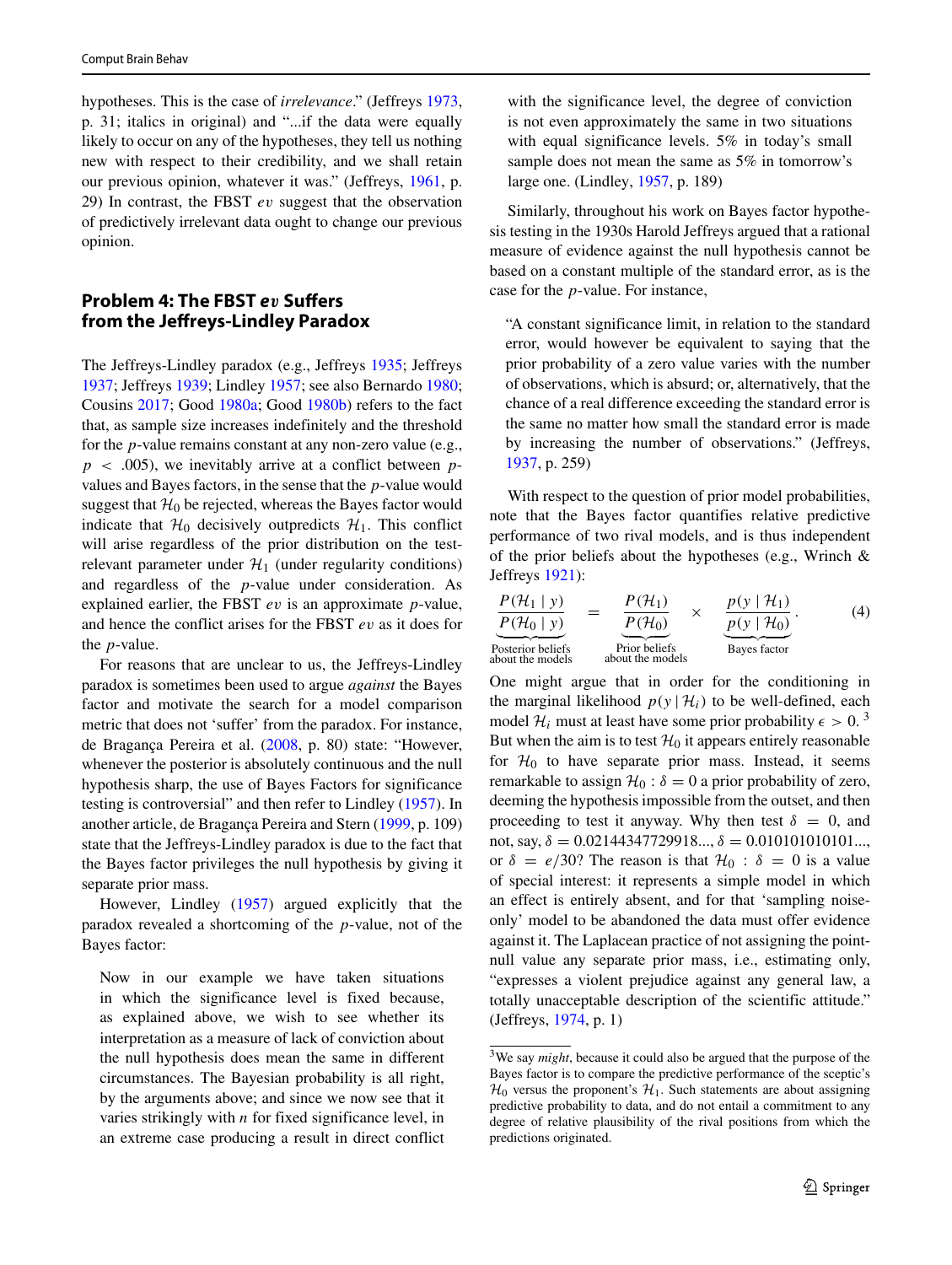hypotheses. This is the case of *irrelevance*." (Jeffreys 1973, p. 31; italics in original) and "...if the data were equally likely to occur on any of the hypotheses, they tell us nothing new with respect to their credibility, and we shall retain our previous opinion, whatever it was." (Jeffreys, 1961, p. 29) In contrast, the FBST $ev$ suggest that the observation of predictively irrelevant data ought to change our previous opinion.

## Problem 4: The FBST *ev* Suffers from the Jeffreys-Lindley Paradox

The Jeffreys-Lindley paradox (e.g., Jeffreys 1935; Jeffreys 1937; Jeffreys 1939; Lindley 1957; see also Bernardo 1980; Cousins 2017; Good 1980a; Good 1980b) refers to the fact that, as sample size increases indefinitely and the threshold for the $p$-value remains constant at any non-zero value (e.g., $p < .005$), we inevitably arrive at a conflict between $p$-values and Bayes factors, in the sense that the $p$-value would suggest that $\mathcal{H}_0$ be rejected, whereas the Bayes factor would indicate that $\mathcal{H}_0$ decisively outpredicts $\mathcal{H}_1$. This conflict will arise regardless of the prior distribution on the test-relevant parameter under $\mathcal{H}_1$ (under regularity conditions) and regardless of the $p$-value under consideration. As explained earlier, the FBST $ev$ is an approximate $p$-value, and hence the conflict arises for the FBST $ev$ as it does for the $p$-value.

For reasons that are unclear to us, the Jeffreys-Lindley paradox is sometimes been used to argue *against* the Bayes factor and motivate the search for a model comparison metric that does not 'suffer' from the paradox. For instance, de Bragança Pereira et al. (2008, p. 80) state: "However, whenever the posterior is absolutely continuous and the null hypothesis sharp, the use of Bayes Factors for significance testing is controversial" and then refer to Lindley (1957). In another article, de Bragança Pereira and Stern (1999, p. 109) state that the Jeffreys-Lindley paradox is due to the fact that the Bayes factor privileges the null hypothesis by giving it separate prior mass.

However, Lindley (1957) argued explicitly that the paradox revealed a shortcoming of the $p$-value, not of the Bayes factor:

> Now in our example we have taken situations in which the significance level is fixed because, as explained above, we wish to see whether its interpretation as a measure of lack of conviction about the null hypothesis does mean the same in different circumstances. The Bayesian probability is all right, by the arguments above; and since we now see that it varies strikingly with $n$ for fixed significance level, in an extreme case producing a result in direct conflict with the significance level, the degree of conviction is not even approximately the same in two situations with equal significance levels. 5% in today's small sample does not mean the same as 5% in tomorrow's large one. (Lindley, 1957, p. 189)

Similarly, throughout his work on Bayes factor hypothesis testing in the 1930s Harold Jeffreys argued that a rational measure of evidence against the null hypothesis cannot be based on a constant multiple of the standard error, as is the case for the $p$-value. For instance,

> "A constant significance limit, in relation to the standard error, would however be equivalent to saying that the prior probability of a zero value varies with the number of observations, which is absurd; or, alternatively, that the chance of a real difference exceeding the standard error is the same no matter how small the standard error is made by increasing the number of observations." (Jeffreys, 1937, p. 259)

With respect to the question of prior model probabilities, note that the Bayes factor quantifies relative predictive performance of two rival models, and is thus independent of the prior beliefs about the hypotheses (e.g., Wrinch & Jeffreys 1921):

$$\underbrace{\frac{P(\mathcal{H}_1 \mid y)}{P(\mathcal{H}_0 \mid y)}}_{\substack{\text{Posterior beliefs}\\ \text{about the models}}} = \underbrace{\frac{P(\mathcal{H}_1)}{P(\mathcal{H}_0)}}_{\substack{\text{Prior beliefs}\\ \text{about the models}}} \times \underbrace{\frac{p(y \mid \mathcal{H}_1)}{p(y \mid \mathcal{H}_0)}}_{\text{Bayes factor}}. \tag{4}$$

One might argue that in order for the conditioning in the marginal likelihood $p(y \mid \mathcal{H}_i)$ to be well-defined, each model $\mathcal{H}_i$ must at least have some prior probability $\epsilon > 0$.[3] But when the aim is to test $\mathcal{H}_0$ it appears entirely reasonable for $\mathcal{H}_0$ to have separate prior mass. Instead, it seems remarkable to assign $\mathcal{H}_0 : \delta = 0$ a prior probability of zero, deeming the hypothesis impossible from the outset, and then proceeding to test it anyway. Why then test $\delta = 0$, and not, say, $\delta = 0.02144347729918...$, $\delta = 0.010101010101...$, or $\delta = e/30$? The reason is that $\mathcal{H}_0 : \delta = 0$ is a value of special interest: it represents a simple model in which an effect is entirely absent, and for that 'sampling noise-only' model to be abandoned the data must offer evidence against it. The Laplacean practice of not assigning the point-null value any separate prior mass, i.e., estimating only, "expresses a violent prejudice against any general law, a totally unacceptable description of the scientific attitude." (Jeffreys, 1974, p. 1)

[3] We say *might*, because it could also be argued that the purpose of the Bayes factor is to compare the predictive performance of the sceptic's $\mathcal{H}_0$ versus the proponent's $\mathcal{H}_1$. Such statements are about assigning predictive probability to data, and do not entail a commitment to any degree of relative plausibility of the rival positions from which the predictions originated.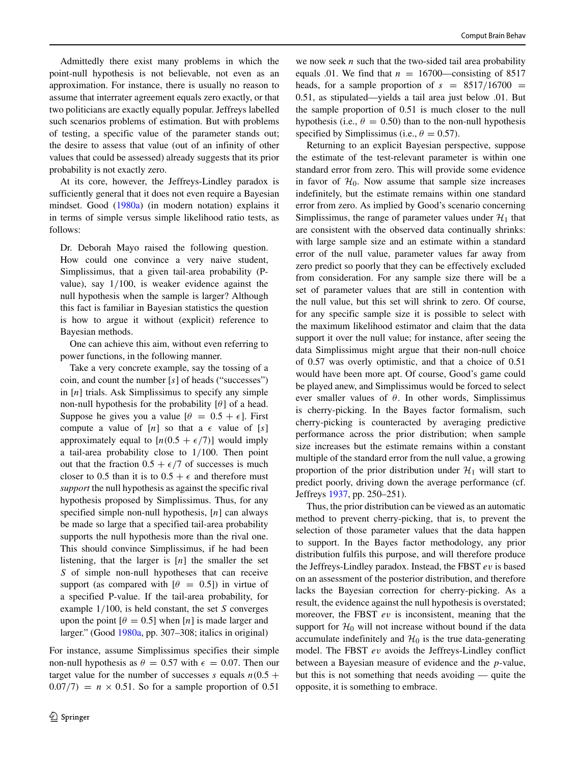Admittedly there exist many problems in which the point-null hypothesis is not believable, not even as an approximation. For instance, there is usually no reason to assume that interrater agreement equals zero exactly, or that two politicians are exactly equally popular. Jeffreys labelled such scenarios problems of estimation. But with problems of testing, a specific value of the parameter stands out; the desire to assess that value (out of an infinity of other values that could be assessed) already suggests that its prior probability is not exactly zero.

At its core, however, the Jeffreys-Lindley paradox is sufficiently general that it does not even require a Bayesian mindset. Good (1980a) (in modern notation) explains it in terms of simple versus simple likelihood ratio tests, as follows:

> Dr. Deborah Mayo raised the following question. How could one convince a very naive student, Simplissimus, that a given tail-area probability (P-value), say 1/100, is weaker evidence against the null hypothesis when the sample is larger? Although this fact is familiar in Bayesian statistics the question is how to argue it without (explicit) reference to Bayesian methods.
>
> One can achieve this aim, without even referring to power functions, in the following manner.
>
> Take a very concrete example, say the tossing of a coin, and count the number [$s$] of heads ("successes") in [$n$] trials. Ask Simplissimus to specify any simple non-null hypothesis for the probability [$\theta$] of a head. Suppose he gives you a value [$\theta = 0.5 + \epsilon$]. First compute a value of [$n$] so that a $\epsilon$ value of [$s$] approximately equal to [$n(0.5 + \epsilon/7)$] would imply a tail-area probability close to 1/100. Then point out that the fraction $0.5 + \epsilon/7$ of successes is much closer to 0.5 than it is to $0.5 + \epsilon$ and therefore must *support* the null hypothesis as against the specific rival hypothesis proposed by Simplissimus. Thus, for any specified simple non-null hypothesis, [$n$] can always be made so large that a specified tail-area probability supports the null hypothesis more than the rival one. This should convince Simplissimus, if he had been listening, that the larger is [$n$] the smaller the set $S$ of simple non-null hypotheses that can receive support (as compared with [$\theta = 0.5$]) in virtue of a specified P-value. If the tail-area probability, for example 1/100, is held constant, the set $S$ converges upon the point [$\theta = 0.5$] when [$n$] is made larger and larger." (Good 1980a, pp. 307–308; italics in original)

For instance, assume Simplissimus specifies their simple non-null hypothesis as $\theta = 0.57$ with $\epsilon = 0.07$. Then our target value for the number of successes $s$ equals $n(0.5 + 0.07/7) = n \times 0.51$. So for a sample proportion of 0.51 we now seek $n$ such that the two-sided tail area probability equals .01. We find that $n = 16700$—consisting of 8517 heads, for a sample proportion of $s = 8517/16700 = 0.51$, as stipulated—yields a tail area just below .01. But the sample proportion of 0.51 is much closer to the null hypothesis (i.e., $\theta = 0.50$) than to the non-null hypothesis specified by Simplissimus (i.e., $\theta = 0.57$).

Returning to an explicit Bayesian perspective, suppose the estimate of the test-relevant parameter is within one standard error from zero. This will provide some evidence in favor of $\mathcal{H}_0$. Now assume that sample size increases indefinitely, but the estimate remains within one standard error from zero. As implied by Good's scenario concerning Simplissimus, the range of parameter values under $\mathcal{H}_1$ that are consistent with the observed data continually shrinks: with large sample size and an estimate within a standard error of the null value, parameter values far away from zero predict so poorly that they can be effectively excluded from consideration. For any sample size there will be a set of parameter values that are still in contention with the null value, but this set will shrink to zero. Of course, for any specific sample size it is possible to select with the maximum likelihood estimator and claim that the data support it over the null value; for instance, after seeing the data Simplissimus might argue that their non-null choice of 0.57 was overly optimistic, and that a choice of 0.51 would have been more apt. Of course, Good's game could be played anew, and Simplissimus would be forced to select ever smaller values of $\theta$. In other words, Simplissimus is cherry-picking. In the Bayes factor formalism, such cherry-picking is counteracted by averaging predictive performance across the prior distribution; when sample size increases but the estimate remains within a constant multiple of the standard error from the null value, a growing proportion of the prior distribution under $\mathcal{H}_1$ will start to predict poorly, driving down the average performance (cf. Jeffreys 1937, pp. 250–251).

Thus, the prior distribution can be viewed as an automatic method to prevent cherry-picking, that is, to prevent the selection of those parameter values that the data happen to support. In the Bayes factor methodology, any prior distribution fulfils this purpose, and will therefore produce the Jeffreys-Lindley paradox. Instead, the FBST $ev$ is based on an assessment of the posterior distribution, and therefore lacks the Bayesian correction for cherry-picking. As a result, the evidence against the null hypothesis is overstated; moreover, the FBST $ev$ is inconsistent, meaning that the support for $\mathcal{H}_0$ will not increase without bound if the data accumulate indefinitely and $\mathcal{H}_0$ is the true data-generating model. The FBST $ev$ avoids the Jeffreys-Lindley conflict between a Bayesian measure of evidence and the $p$-value, but this is not something that needs avoiding — quite the opposite, it is something to embrace.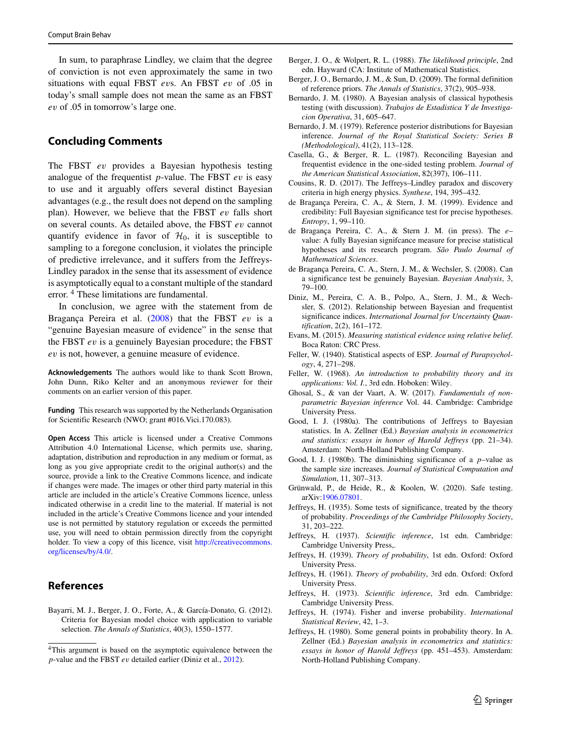In sum, to paraphrase Lindley, we claim that the degree of conviction is not even approximately the same in two situations with equal FBST $ev$s. An FBST $ev$ of .05 in today's small sample does not mean the same as an FBST $ev$ of .05 in tomorrow's large one.

## Concluding Comments

The FBST $ev$ provides a Bayesian hypothesis testing analogue of the frequentist $p$-value. The FBST $ev$ is easy to use and it arguably offers several distinct Bayesian advantages (e.g., the result does not depend on the sampling plan). However, we believe that the FBST $ev$ falls short on several counts. As detailed above, the FBST $ev$ cannot quantify evidence in favor of $\mathcal{H}_0$, it is susceptible to sampling to a foregone conclusion, it violates the principle of predictive irrelevance, and it suffers from the Jeffreys-Lindley paradox in the sense that its assessment of evidence is asymptotically equal to a constant multiple of the standard error. [4] These limitations are fundamental.

In conclusion, we agree with the statement from de Bragança Pereira et al. (2008) that the FBST $ev$ is a "genuine Bayesian measure of evidence" in the sense that the FBST $ev$ is a genuinely Bayesian procedure; the FBST $ev$ is not, however, a genuine measure of evidence.

**Acknowledgements** The authors would like to thank Scott Brown, John Dunn, Riko Kelter and an anonymous reviewer for their comments on an earlier version of this paper.

**Funding** This research was supported by the Netherlands Organisation for Scientific Research (NWO; grant #016.Vici.170.083).

**Open Access** This article is licensed under a Creative Commons Attribution 4.0 International License, which permits use, sharing, adaptation, distribution and reproduction in any medium or format, as long as you give appropriate credit to the original author(s) and the source, provide a link to the Creative Commons licence, and indicate if changes were made. The images or other third party material in this article are included in the article's Creative Commons licence, unless indicated otherwise in a credit line to the material. If material is not included in the article's Creative Commons licence and your intended use is not permitted by statutory regulation or exceeds the permitted use, you will need to obtain permission directly from the copyright holder. To view a copy of this licence, visit http://creativecommons.org/licenses/by/4.0/.

[4] This argument is based on the asymptotic equivalence between the $p$-value and the FBST $ev$ detailed earlier (Diniz et al., 2012).

## References

Bayarri, M. J., Berger, J. O., Forte, A., & García-Donato, G. (2012). Criteria for Bayesian model choice with application to variable selection. *The Annals of Statistics*, 40(3), 1550–1577.

Berger, J. O., & Wolpert, R. L. (1988). *The likelihood principle*, 2nd edn. Hayward (CA: Institute of Mathematical Statistics.

Berger, J. O., Bernardo, J. M., & Sun, D. (2009). The formal definition of reference priors. *The Annals of Statistics*, 37(2), 905–938.

Bernardo, J. M. (1980). A Bayesian analysis of classical hypothesis testing (with discussion). *Trabajos de Estadistica Y de Investigacion Operativa*, 31, 605–647.

Bernardo, J. M. (1979). Reference posterior distributions for Bayesian inference. *Journal of the Royal Statistical Society: Series B (Methodological)*, 41(2), 113–128.

Casella, G., & Berger, R. L. (1987). Reconciling Bayesian and frequentist evidence in the one-sided testing problem. *Journal of the American Statistical Association*, 82(397), 106–111.

Cousins, R. D. (2017). The Jeffreys–Lindley paradox and discovery criteria in high energy physics. *Synthese*, 194, 395–432.

de Bragança Pereira, C. A., & Stern, J. M. (1999). Evidence and credibility: Full Bayesian significance test for precise hypotheses. *Entropy*, 1, 99–110.

de Bragança Pereira, C. A., & Stern J. M. (in press). The $e$–value: A fully Bayesian signifcance measure for precise statistical hypotheses and its research program. *São Paulo Journal of Mathematical Sciences*.

de Bragança Pereira, C. A., Stern, J. M., & Wechsler, S. (2008). Can a significance test be genuinely Bayesian. *Bayesian Analysis*, 3, 79–100.

Diniz, M., Pereira, C. A. B., Polpo, A., Stern, J. M., & Wechsler, S. (2012). Relationship between Bayesian and frequentist significance indices. *International Journal for Uncertainty Quantification*, 2(2), 161–172.

Evans, M. (2015). *Measuring statistical evidence using relative belief*. Boca Raton: CRC Press.

Feller, W. (1940). Statistical aspects of ESP. *Journal of Parapsychology*, 4, 271–298.

Feller, W. (1968). *An introduction to probability theory and its applications: Vol. I.*, 3rd edn. Hoboken: Wiley.

Ghosal, S., & van der Vaart, A. W. (2017). *Fundamentals of nonparametric Bayesian inference* Vol. 44. Cambridge: Cambridge University Press.

Good, I. J. (1980a). The contributions of Jeffreys to Bayesian statistics. In A. Zellner (Ed.) *Bayesian analysis in econometrics and statistics: essays in honor of Harold Jeffreys* (pp. 21–34). Amsterdam: North-Holland Publishing Company.

Good, I. J. (1980b). The diminishing significance of a $p$–value as the sample size increases. *Journal of Statistical Computation and Simulation*, 11, 307–313.

Grünwald, P., de Heide, R., & Koolen, W. (2020). Safe testing. arXiv:1906.07801.

Jeffreys, H. (1935). Some tests of significance, treated by the theory of probability. *Proceedings of the Cambridge Philosophy Society*, 31, 203–222.

Jeffreys, H. (1937). *Scientific inference*, 1st edn. Cambridge: Cambridge University Press,.

Jeffreys, H. (1939). *Theory of probability*, 1st edn. Oxford: Oxford University Press.

Jeffreys, H. (1961). *Theory of probability*, 3rd edn. Oxford: Oxford University Press.

Jeffreys, H. (1973). *Scientific inference*, 3rd edn. Cambridge: Cambridge University Press.

Jeffreys, H. (1974). Fisher and inverse probability. *International Statistical Review*, 42, 1–3.

Jeffreys, H. (1980). Some general points in probability theory. In A. Zellner (Ed.) *Bayesian analysis in econometrics and statistics: essays in honor of Harold Jeffreys* (pp. 451–453). Amsterdam: North-Holland Publishing Company.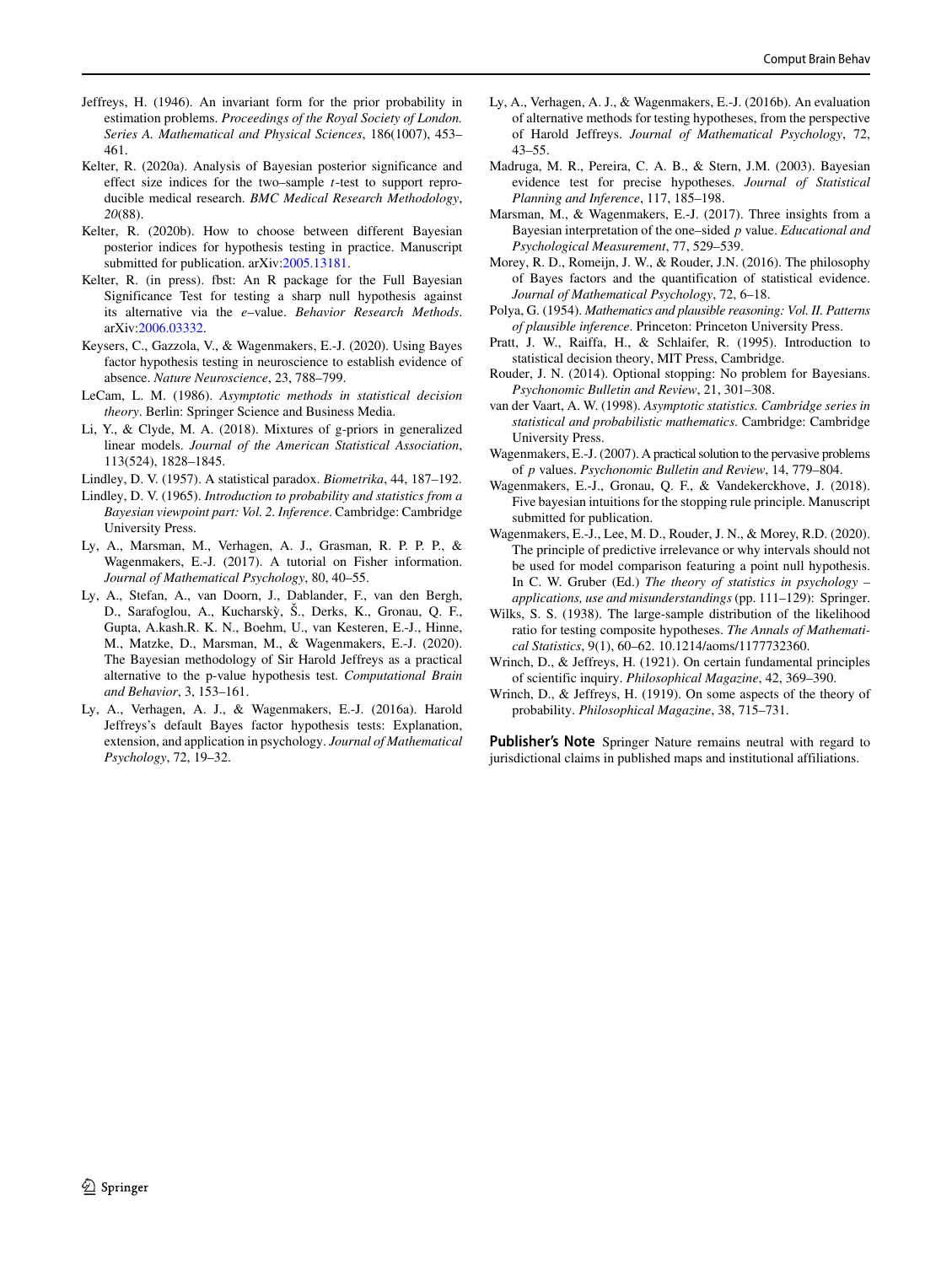Jeffreys, H. (1946). An invariant form for the prior probability in estimation problems. *Proceedings of the Royal Society of London. Series A. Mathematical and Physical Sciences*, 186(1007), 453–461.

Kelter, R. (2020a). Analysis of Bayesian posterior significance and effect size indices for the two–sample *t*-test to support reproducible medical research. *BMC Medical Research Methodology*, *20*(88).

Kelter, R. (2020b). How to choose between different Bayesian posterior indices for hypothesis testing in practice. Manuscript submitted for publication. arXiv:2005.13181.

Kelter, R. (in press). fbst: An R package for the Full Bayesian Significance Test for testing a sharp null hypothesis against its alternative via the *e*–value. *Behavior Research Methods*. arXiv:2006.03332.

Keysers, C., Gazzola, V., & Wagenmakers, E.-J. (2020). Using Bayes factor hypothesis testing in neuroscience to establish evidence of absence. *Nature Neuroscience*, 23, 788–799.

LeCam, L. M. (1986). *Asymptotic methods in statistical decision theory*. Berlin: Springer Science and Business Media.

Li, Y., & Clyde, M. A. (2018). Mixtures of g-priors in generalized linear models. *Journal of the American Statistical Association*, 113(524), 1828–1845.

Lindley, D. V. (1957). A statistical paradox. *Biometrika*, 44, 187–192.

Lindley, D. V. (1965). *Introduction to probability and statistics from a Bayesian viewpoint part: Vol. 2. Inference*. Cambridge: Cambridge University Press.

Ly, A., Marsman, M., Verhagen, A. J., Grasman, R. P. P. P., & Wagenmakers, E.-J. (2017). A tutorial on Fisher information. *Journal of Mathematical Psychology*, 80, 40–55.

Ly, A., Stefan, A., van Doorn, J., Dablander, F., van den Bergh, D., Sarafoglou, A., Kucharskỳ, Š., Derks, K., Gronau, Q. F., Gupta, A.kash.R. K. N., Boehm, U., van Kesteren, E.-J., Hinne, M., Matzke, D., Marsman, M., & Wagenmakers, E.-J. (2020). The Bayesian methodology of Sir Harold Jeffreys as a practical alternative to the p-value hypothesis test. *Computational Brain and Behavior*, 3, 153–161.

Ly, A., Verhagen, A. J., & Wagenmakers, E.-J. (2016a). Harold Jeffreys's default Bayes factor hypothesis tests: Explanation, extension, and application in psychology. *Journal of Mathematical Psychology*, 72, 19–32.

Ly, A., Verhagen, A. J., & Wagenmakers, E.-J. (2016b). An evaluation of alternative methods for testing hypotheses, from the perspective of Harold Jeffreys. *Journal of Mathematical Psychology*, 72, 43–55.

Madruga, M. R., Pereira, C. A. B., & Stern, J.M. (2003). Bayesian evidence test for precise hypotheses. *Journal of Statistical Planning and Inference*, 117, 185–198.

Marsman, M., & Wagenmakers, E.-J. (2017). Three insights from a Bayesian interpretation of the one–sided *p* value. *Educational and Psychological Measurement*, 77, 529–539.

Morey, R. D., Romeijn, J. W., & Rouder, J.N. (2016). The philosophy of Bayes factors and the quantification of statistical evidence. *Journal of Mathematical Psychology*, 72, 6–18.

Polya, G. (1954). *Mathematics and plausible reasoning: Vol. II. Patterns of plausible inference*. Princeton: Princeton University Press.

Pratt, J. W., Raiffa, H., & Schlaifer, R. (1995). Introduction to statistical decision theory, MIT Press, Cambridge.

Rouder, J. N. (2014). Optional stopping: No problem for Bayesians. *Psychonomic Bulletin and Review*, 21, 301–308.

van der Vaart, A. W. (1998). *Asymptotic statistics. Cambridge series in statistical and probabilistic mathematics*. Cambridge: Cambridge University Press.

Wagenmakers, E.-J. (2007). A practical solution to the pervasive problems of *p* values. *Psychonomic Bulletin and Review*, 14, 779–804.

Wagenmakers, E.-J., Gronau, Q. F., & Vandekerckhove, J. (2018). Five bayesian intuitions for the stopping rule principle. Manuscript submitted for publication.

Wagenmakers, E.-J., Lee, M. D., Rouder, J. N., & Morey, R.D. (2020). The principle of predictive irrelevance or why intervals should not be used for model comparison featuring a point null hypothesis. In C. W. Gruber (Ed.) *The theory of statistics in psychology – applications, use and misunderstandings* (pp. 111–129): Springer.

Wilks, S. S. (1938). The large-sample distribution of the likelihood ratio for testing composite hypotheses. *The Annals of Mathematical Statistics*, 9(1), 60–62. 10.1214/aoms/1177732360.

Wrinch, D., & Jeffreys, H. (1921). On certain fundamental principles of scientific inquiry. *Philosophical Magazine*, 42, 369–390.

Wrinch, D., & Jeffreys, H. (1919). On some aspects of the theory of probability. *Philosophical Magazine*, 38, 715–731.

**Publisher's Note** Springer Nature remains neutral with regard to jurisdictional claims in published maps and institutional affiliations.